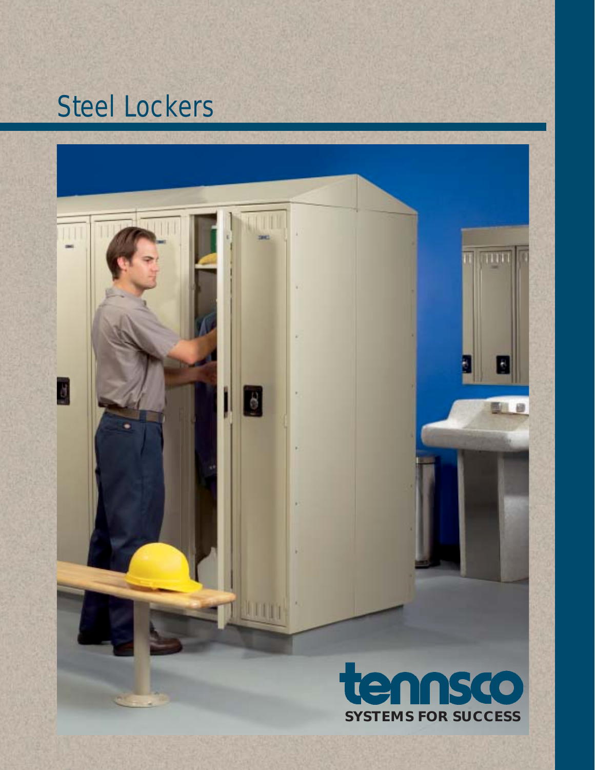# Steel Lockers

tennsco

SYSTEMS FOR SUCCESS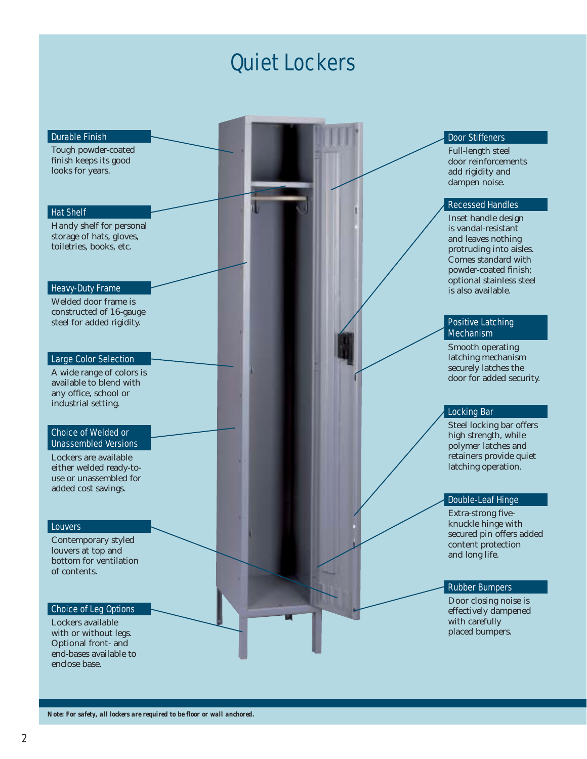# Quiet Lockers

### Durable Finish
Tough powder-coated finish keeps its good looks for years.

### Hat Shelf
Handy shelf for personal storage of hats, gloves, toiletries, books, etc.

### Heavy-Duty Frame
Welded door frame is constructed of 16-gauge steel for added rigidity.

### Large Color Selection
A wide range of colors is available to blend with any office, school or industrial setting.

### Choice of Welded or Unassembled Versions
Lockers are available either welded ready-to-use or unassembled for added cost savings.

### Louvers
Contemporary styled louvers at top and bottom for ventilation of contents.

### Choice of Leg Options
Lockers available with or without legs. Optional front- and end-bases available to enclose base.

### Door Stiffeners
Full-length steel door reinforcements add rigidity and dampen noise.

### Recessed Handles
Inset handle design is vandal-resistant and leaves nothing protruding into aisles. Comes standard with powder-coated finish; optional stainless steel is also available.

### Positive Latching Mechanism
Smooth operating latching mechanism securely latches the door for added security.

### Locking Bar
Steel locking bar offers high strength, while polymer latches and retainers provide quiet latching operation.

### Double-Leaf Hinge
Extra-strong five-knuckle hinge with secured pin offers added content protection and long life.

### Rubber Bumpers
Door closing noise is effectively dampened with carefully placed bumpers.

***Note: For safety, all lockers are required to be floor or wall anchored.***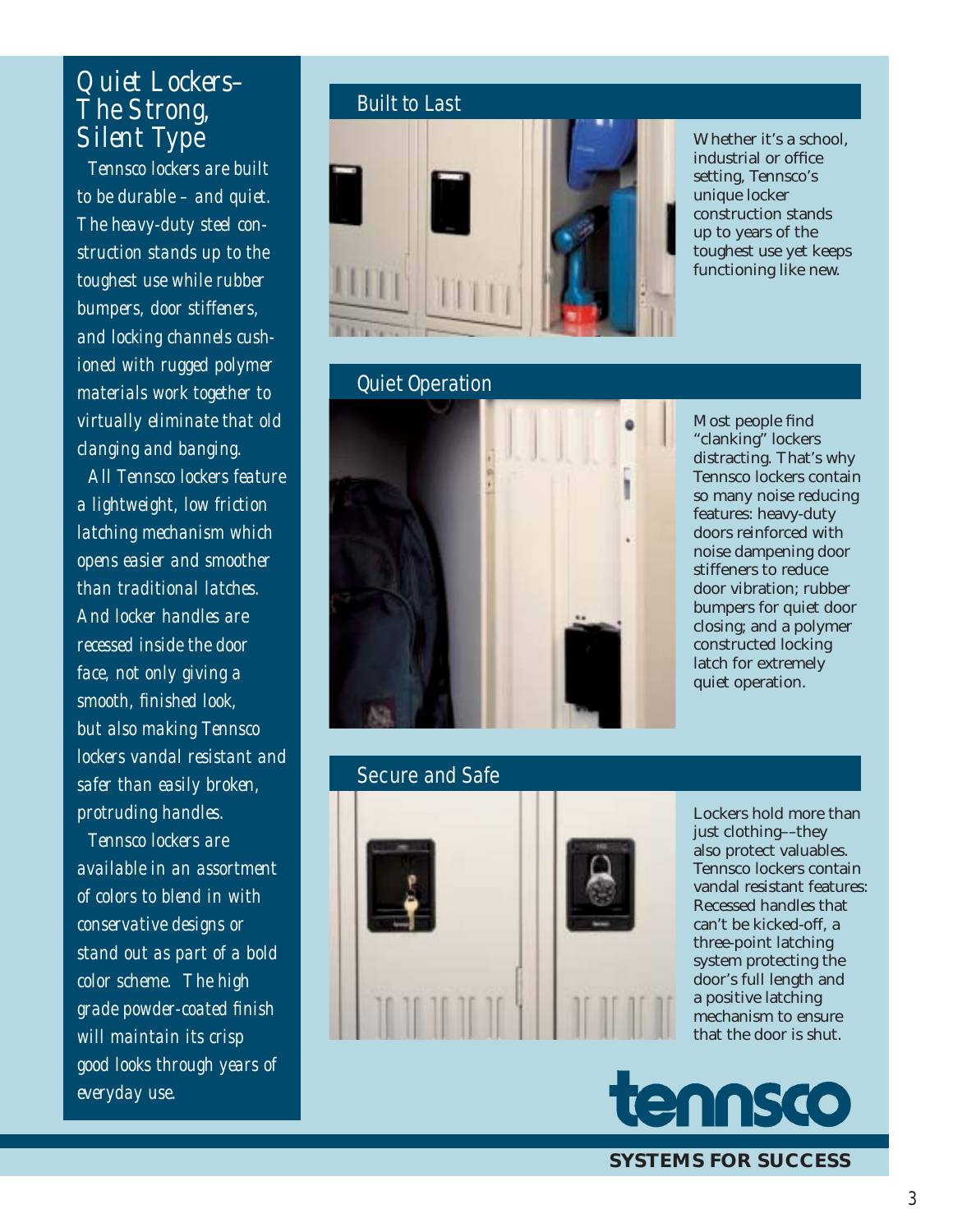# Quiet Lockers– The Strong, Silent Type

*Tennsco lockers are built to be durable – and quiet. The heavy-duty steel construction stands up to the toughest use while rubber bumpers, door stiffeners, and locking channels cushioned with rugged polymer materials work together to virtually eliminate that old clanging and banging.*

*All Tennsco lockers feature a lightweight, low friction latching mechanism which opens easier and smoother than traditional latches. And locker handles are recessed inside the door face, not only giving a smooth, finished look, but also making Tennsco lockers vandal resistant and safer than easily broken, protruding handles.*

*Tennsco lockers are available in an assortment of colors to blend in with conservative designs or stand out as part of a bold color scheme. The high grade powder-coated finish will maintain its crisp good looks through years of everyday use.*

## Built to Last

Whether it's a school, industrial or office setting, Tennsco's unique locker construction stands up to years of the toughest use yet keeps functioning like new.

## Quiet Operation

Most people find "clanking" lockers distracting. That's why Tennsco lockers contain so many noise reducing features: heavy-duty doors reinforced with noise dampening door stiffeners to reduce door vibration; rubber bumpers for quiet door closing; and a polymer constructed locking latch for extremely quiet operation.

## Secure and Safe

Lockers hold more than just clothing––they also protect valuables. Tennsco lockers contain vandal resistant features: Recessed handles that can't be kicked-off, a three-point latching system protecting the door's full length and a positive latching mechanism to ensure that the door is shut.

**tennsco**

**SYSTEMS FOR SUCCESS**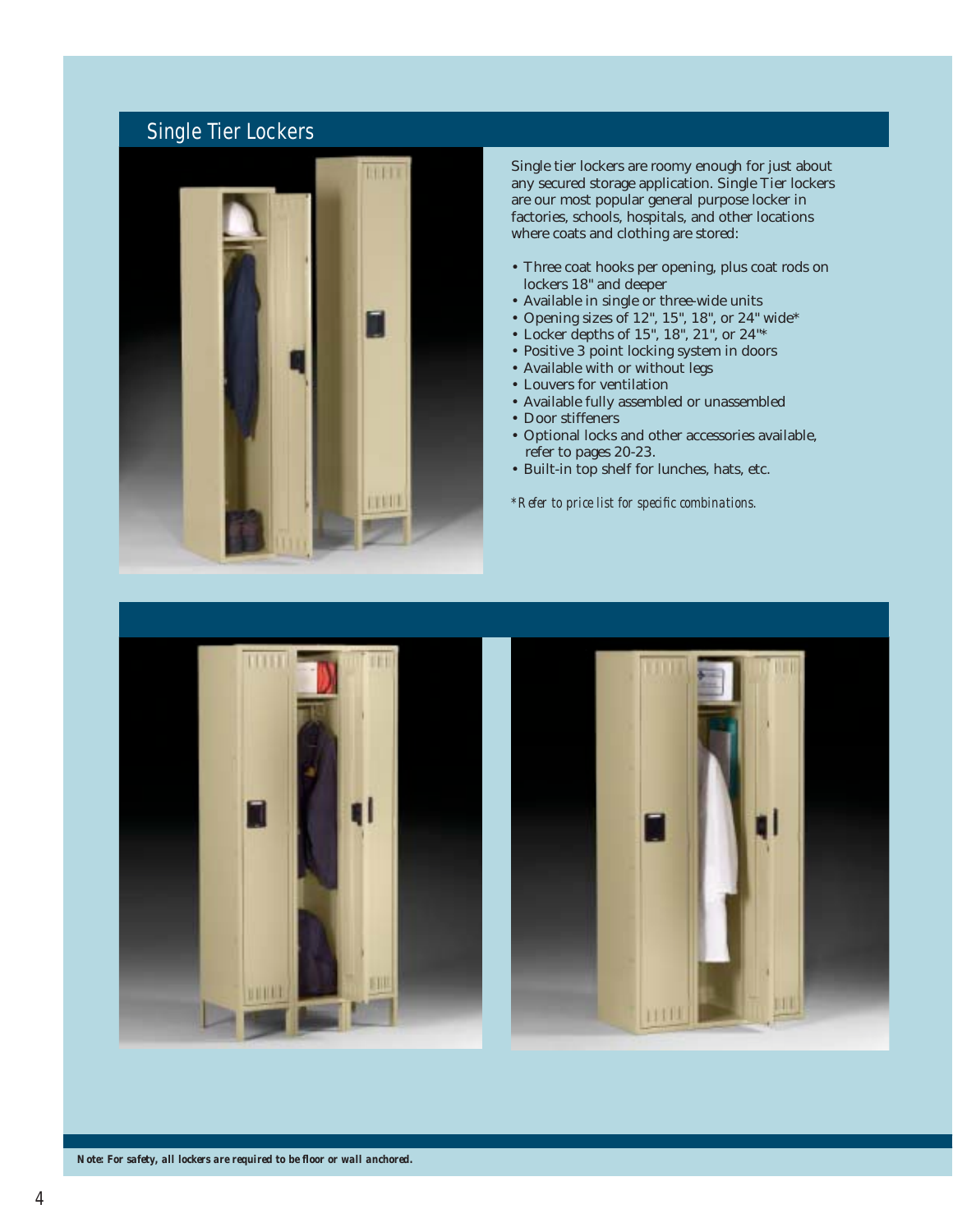## Single Tier Lockers

Single tier lockers are roomy enough for just about any secured storage application. Single Tier lockers are our most popular general purpose locker in factories, schools, hospitals, and other locations where coats and clothing are stored:

- Three coat hooks per opening, plus coat rods on lockers 18" and deeper
- Available in single or three-wide units
- Opening sizes of 12", 15", 18", or 24" wide*
- Locker depths of 15", 18", 21", or 24"*
- Positive 3 point locking system in doors
- Available with or without legs
- Louvers for ventilation
- Available fully assembled or unassembled
- Door stiffeners
- Optional locks and other accessories available, refer to pages 20-23.
- Built-in top shelf for lunches, hats, etc.

*\*Refer to price list for specific combinations.*

***Note: For safety, all lockers are required to be floor or wall anchored.***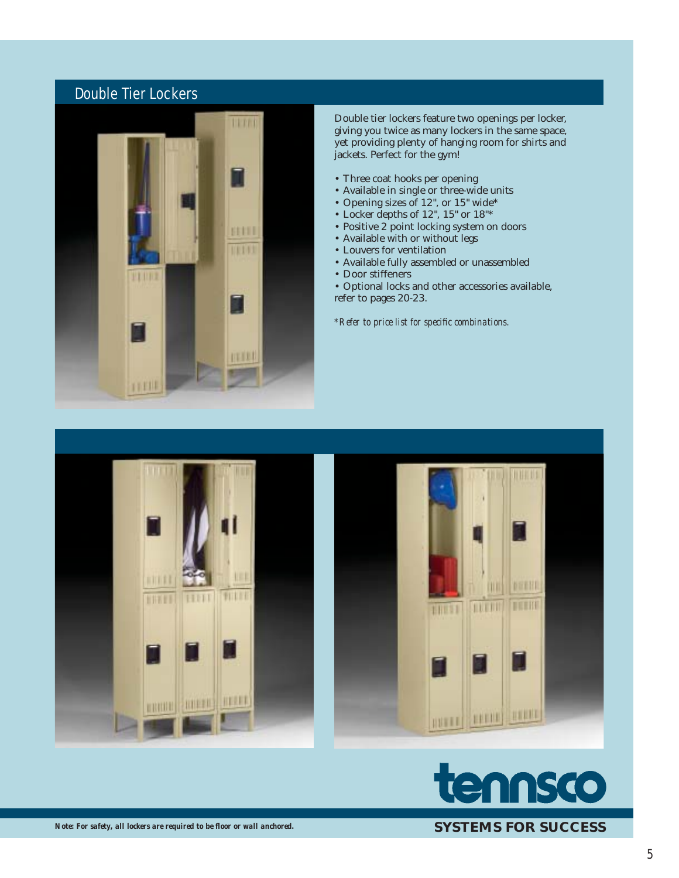## Double Tier Lockers

Double tier lockers feature two openings per locker, giving you twice as many lockers in the same space, yet providing plenty of hanging room for shirts and jackets. Perfect for the gym!

- Three coat hooks per opening
- Available in single or three-wide units
- Opening sizes of 12", or 15" wide*
- Locker depths of 12", 15" or 18"*
- Positive 2 point locking system on doors
- Available with or without legs
- Louvers for ventilation
- Available fully assembled or unassembled
- Door stiffeners
- Optional locks and other accessories available, refer to pages 20-23.

*\*Refer to price list for specific combinations.*

tennsco

**SYSTEMS FOR SUCCESS**

***Note: For safety, all lockers are required to be floor or wall anchored.***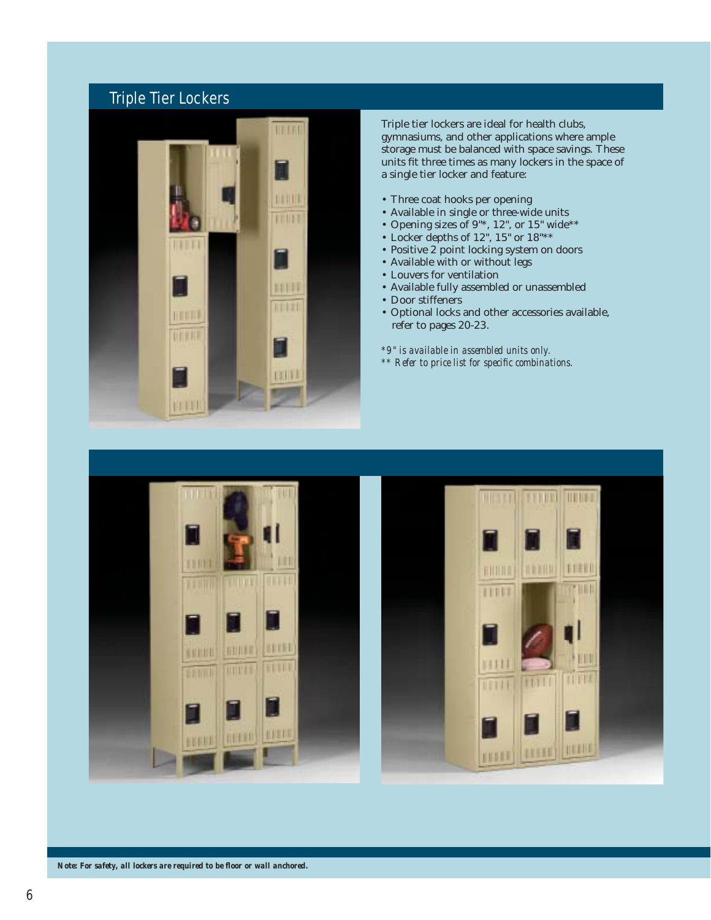## Triple Tier Lockers

Triple tier lockers are ideal for health clubs, gymnasiums, and other applications where ample storage must be balanced with space savings. These units fit three times as many lockers in the space of a single tier locker and feature:

- Three coat hooks per opening
- Available in single or three-wide units
- Opening sizes of 9"*, 12", or 15" wide**
- Locker depths of 12", 15" or 18"**
- Positive 2 point locking system on doors
- Available with or without legs
- Louvers for ventilation
- Available fully assembled or unassembled
- Door stiffeners
- Optional locks and other accessories available, refer to pages 20-23.

*\*9" is available in assembled units only.*
*\*\* Refer to price list for specific combinations.*

***Note: For safety, all lockers are required to be floor or wall anchored.***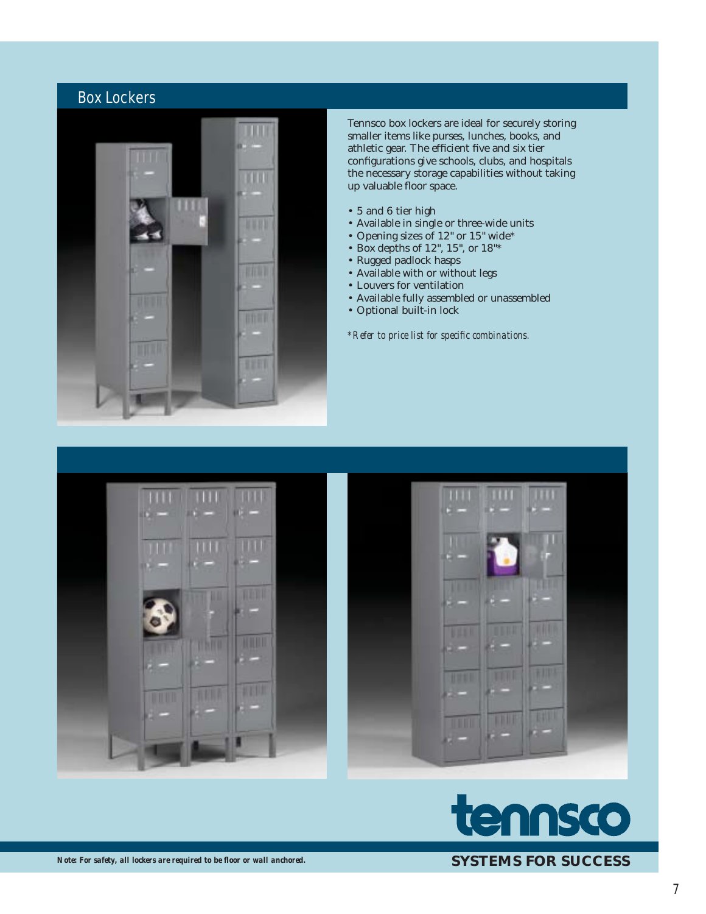# Box Lockers

Tennsco box lockers are ideal for securely storing smaller items like purses, lunches, books, and athletic gear. The efficient five and six tier configurations give schools, clubs, and hospitals the necessary storage capabilities without taking up valuable floor space.

- 5 and 6 tier high
- Available in single or three-wide units
- Opening sizes of 12" or 15" wide*
- Box depths of 12", 15", or 18"*
- Rugged padlock hasps
- Available with or without legs
- Louvers for ventilation
- Available fully assembled or unassembled
- Optional built-in lock

*\*Refer to price list for specific combinations.*

tennsco

**SYSTEMS FOR SUCCESS**

***Note: For safety, all lockers are required to be floor or wall anchored.***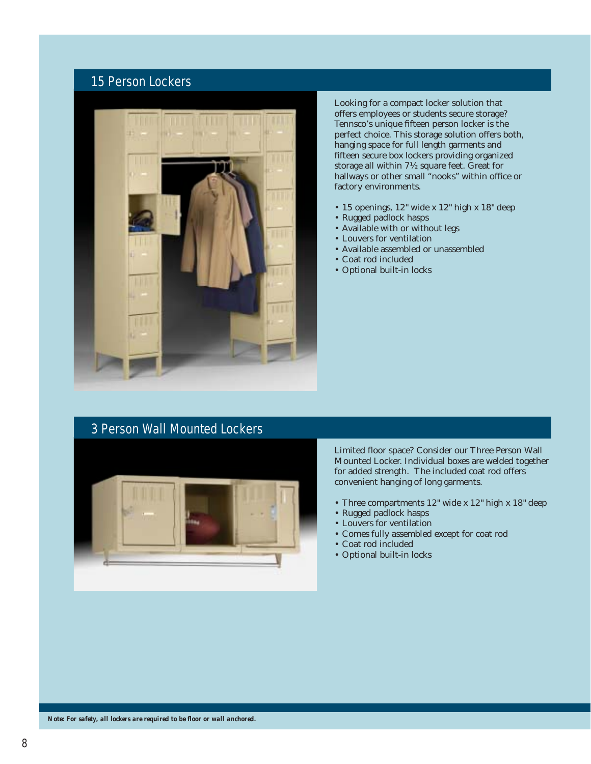## 15 Person Lockers

Looking for a compact locker solution that offers employees or students secure storage? Tennsco's unique fifteen person locker is the perfect choice. This storage solution offers both, hanging space for full length garments and fifteen secure box lockers providing organized storage all within 7½ square feet. Great for hallways or other small "nooks" within office or factory environments.

- 15 openings, 12" wide x 12" high x 18" deep
- Rugged padlock hasps
- Available with or without legs
- Louvers for ventilation
- Available assembled or unassembled
- Coat rod included
- Optional built-in locks

## 3 Person Wall Mounted Lockers

Limited floor space? Consider our Three Person Wall Mounted Locker. Individual boxes are welded together for added strength. The included coat rod offers convenient hanging of long garments.

- Three compartments 12" wide x 12" high x 18" deep
- Rugged padlock hasps
- Louvers for ventilation
- Comes fully assembled except for coat rod
- Coat rod included
- Optional built-in locks

***Note: For safety, all lockers are required to be floor or wall anchored.***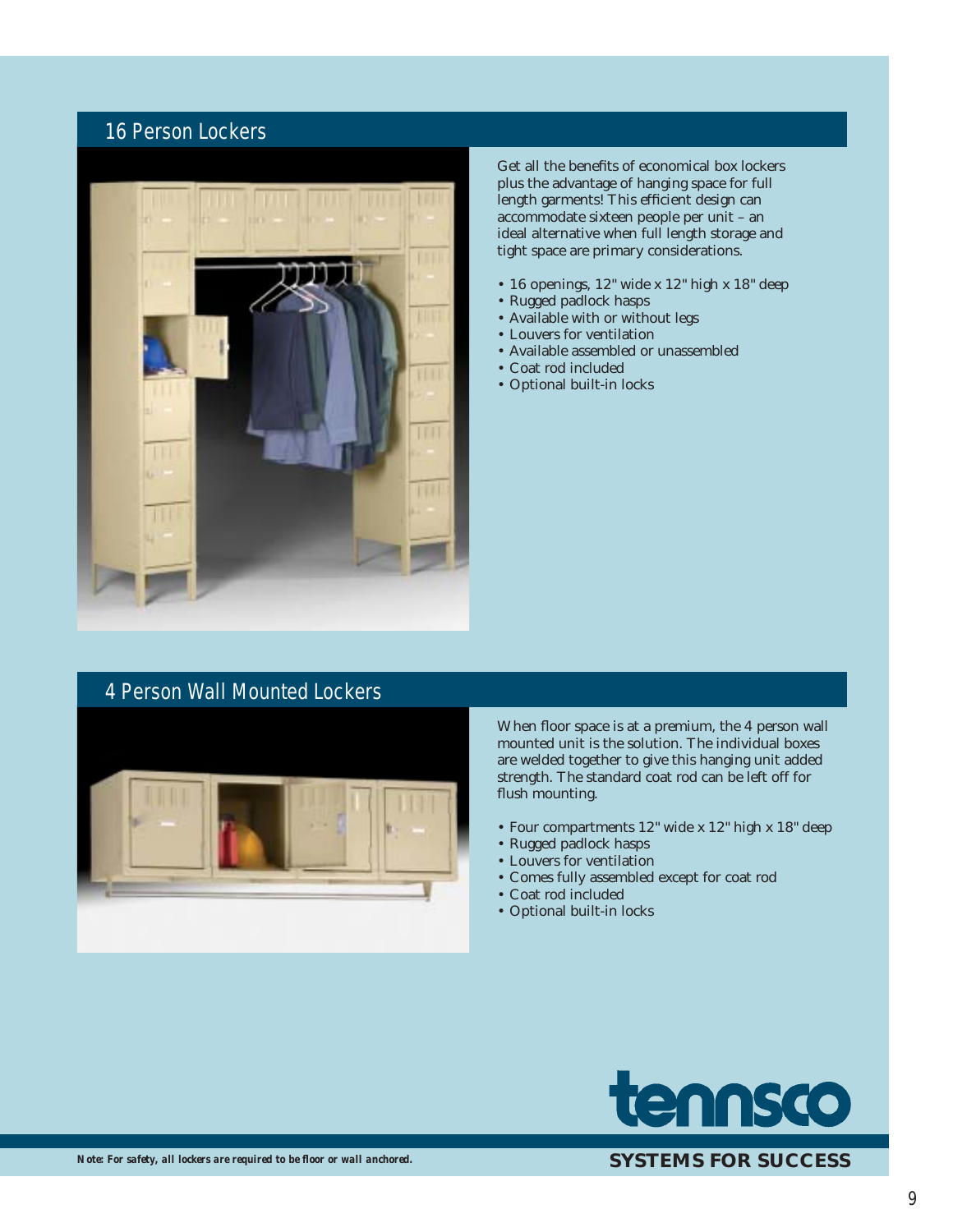## 16 Person Lockers

Get all the benefits of economical box lockers plus the advantage of hanging space for full length garments! This efficient design can accommodate sixteen people per unit – an ideal alternative when full length storage and tight space are primary considerations.

- 16 openings, 12" wide x 12" high x 18" deep
- Rugged padlock hasps
- Available with or without legs
- Louvers for ventilation
- Available assembled or unassembled
- Coat rod included
- Optional built-in locks

## 4 Person Wall Mounted Lockers

When floor space is at a premium, the 4 person wall mounted unit is the solution. The individual boxes are welded together to give this hanging unit added strength. The standard coat rod can be left off for flush mounting.

- Four compartments 12" wide x 12" high x 18" deep
- Rugged padlock hasps
- Louvers for ventilation
- Comes fully assembled except for coat rod
- Coat rod included
- Optional built-in locks

***Note: For safety, all lockers are required to be floor or wall anchored.***

tennsco

**SYSTEMS FOR SUCCESS**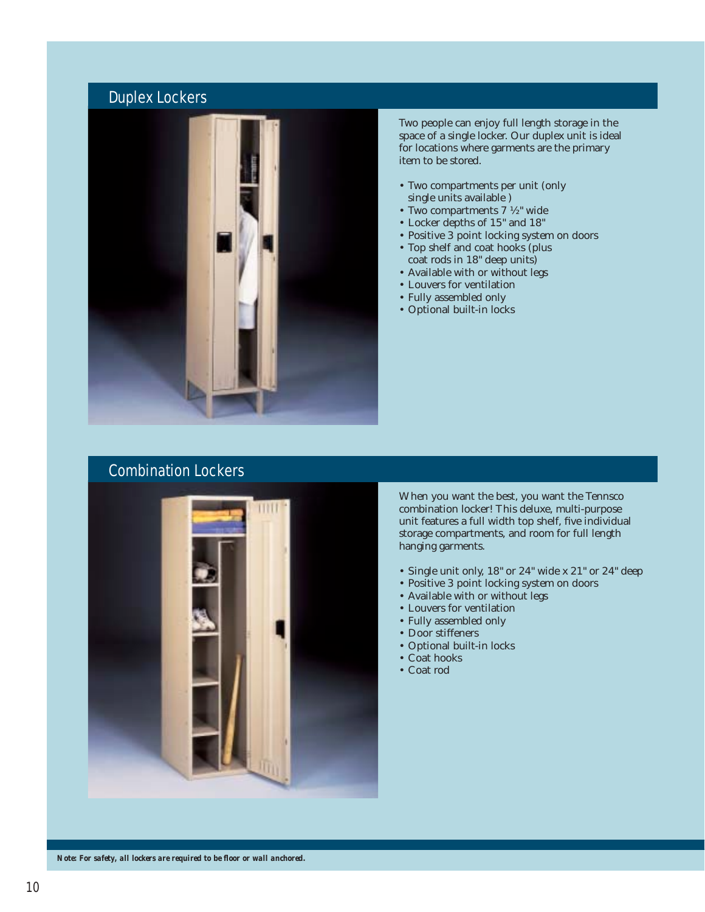## Duplex Lockers

Two people can enjoy full length storage in the space of a single locker. Our duplex unit is ideal for locations where garments are the primary item to be stored.

- Two compartments per unit (only single units available )
- Two compartments 7 ½" wide
- Locker depths of 15" and 18"
- Positive 3 point locking system on doors
- Top shelf and coat hooks (plus coat rods in 18" deep units)
- Available with or without legs
- Louvers for ventilation
- Fully assembled only
- Optional built-in locks

## Combination Lockers

When you want the best, you want the Tennsco combination locker! This deluxe, multi-purpose unit features a full width top shelf, five individual storage compartments, and room for full length hanging garments.

- Single unit only, 18" or 24" wide x 21" or 24" deep
- Positive 3 point locking system on doors
- Available with or without legs
- Louvers for ventilation
- Fully assembled only
- Door stiffeners
- Optional built-in locks
- Coat hooks
- Coat rod

***Note: For safety, all lockers are required to be floor or wall anchored.***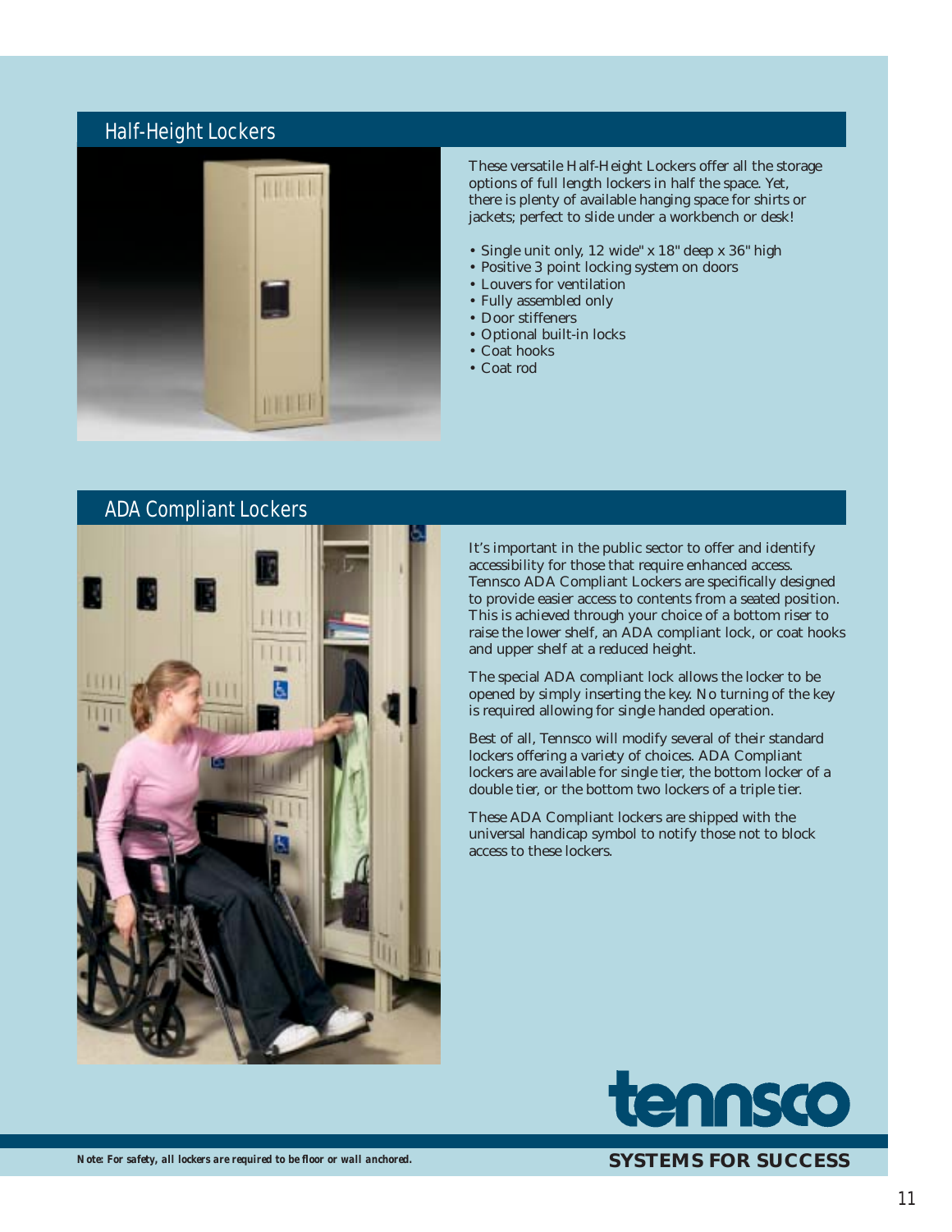## Half-Height Lockers

These versatile Half-Height Lockers offer all the storage options of full length lockers in half the space. Yet, there is plenty of available hanging space for shirts or jackets; perfect to slide under a workbench or desk!

- Single unit only, 12 wide" x 18" deep x 36" high
- Positive 3 point locking system on doors
- Louvers for ventilation
- Fully assembled only
- Door stiffeners
- Optional built-in locks
- Coat hooks
- Coat rod

## ADA Compliant Lockers

It's important in the public sector to offer and identify accessibility for those that require enhanced access. Tennsco ADA Compliant Lockers are specifically designed to provide easier access to contents from a seated position. This is achieved through your choice of a bottom riser to raise the lower shelf, an ADA compliant lock, or coat hooks and upper shelf at a reduced height.

The special ADA compliant lock allows the locker to be opened by simply inserting the key. No turning of the key is required allowing for single handed operation.

Best of all, Tennsco will modify several of their standard lockers offering a variety of choices. ADA Compliant lockers are available for single tier, the bottom locker of a double tier, or the bottom two lockers of a triple tier.

These ADA Compliant lockers are shipped with the universal handicap symbol to notify those not to block access to these lockers.

tennsco

**SYSTEMS FOR SUCCESS**

***Note: For safety, all lockers are required to be floor or wall anchored.***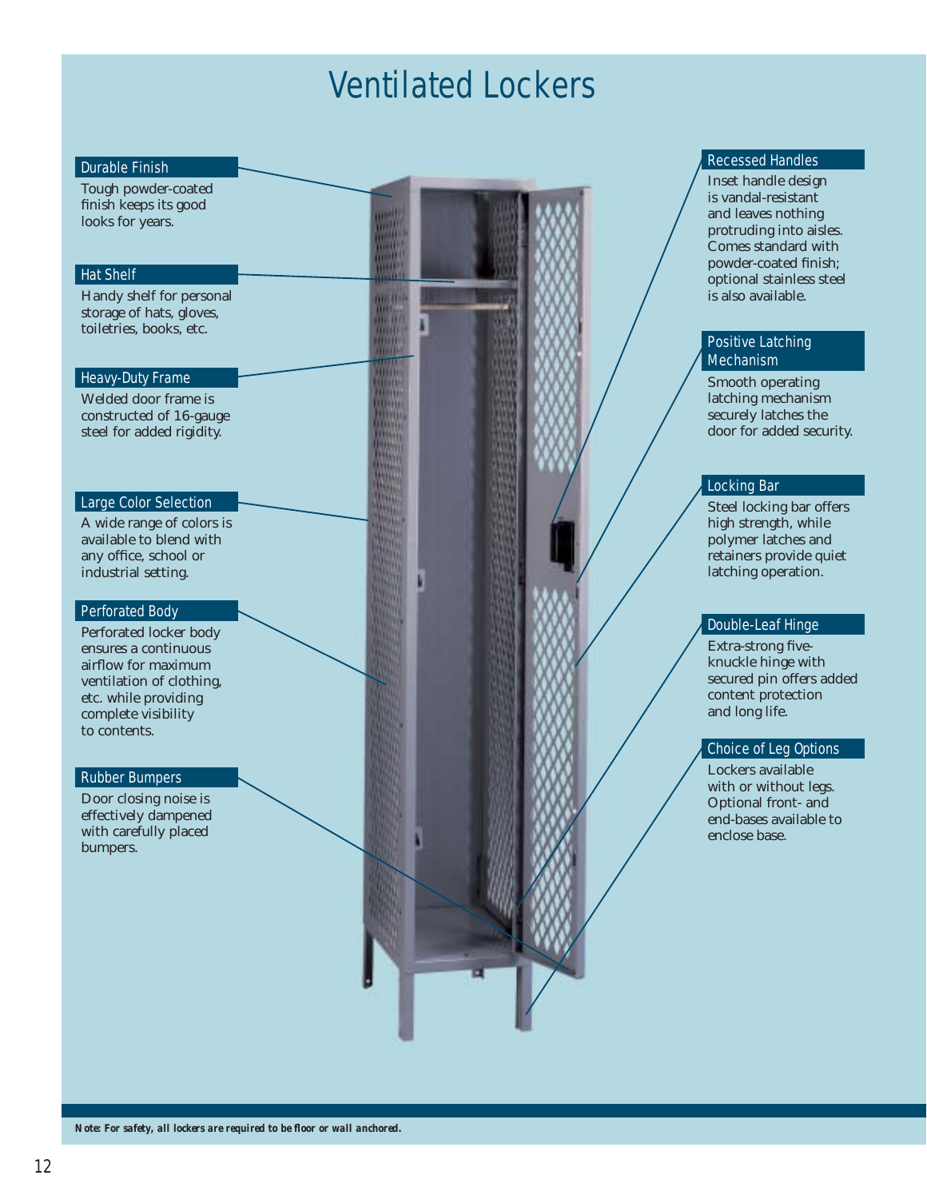# Ventilated Lockers

### Durable Finish

Tough powder-coated finish keeps its good looks for years.

### Hat Shelf

Handy shelf for personal storage of hats, gloves, toiletries, books, etc.

### Heavy-Duty Frame

Welded door frame is constructed of 16-gauge steel for added rigidity.

### Large Color Selection

A wide range of colors is available to blend with any office, school or industrial setting.

### Perforated Body

Perforated locker body ensures a continuous airflow for maximum ventilation of clothing, etc. while providing complete visibility to contents.

### Rubber Bumpers

Door closing noise is effectively dampened with carefully placed bumpers.

### Recessed Handles

Inset handle design is vandal-resistant and leaves nothing protruding into aisles. Comes standard with powder-coated finish; optional stainless steel is also available.

### Positive Latching Mechanism

Smooth operating latching mechanism securely latches the door for added security.

### Locking Bar

Steel locking bar offers high strength, while polymer latches and retainers provide quiet latching operation.

### Double-Leaf Hinge

Extra-strong five-knuckle hinge with secured pin offers added content protection and long life.

### Choice of Leg Options

Lockers available with or without legs. Optional front- and end-bases available to enclose base.

***Note: For safety, all lockers are required to be floor or wall anchored.***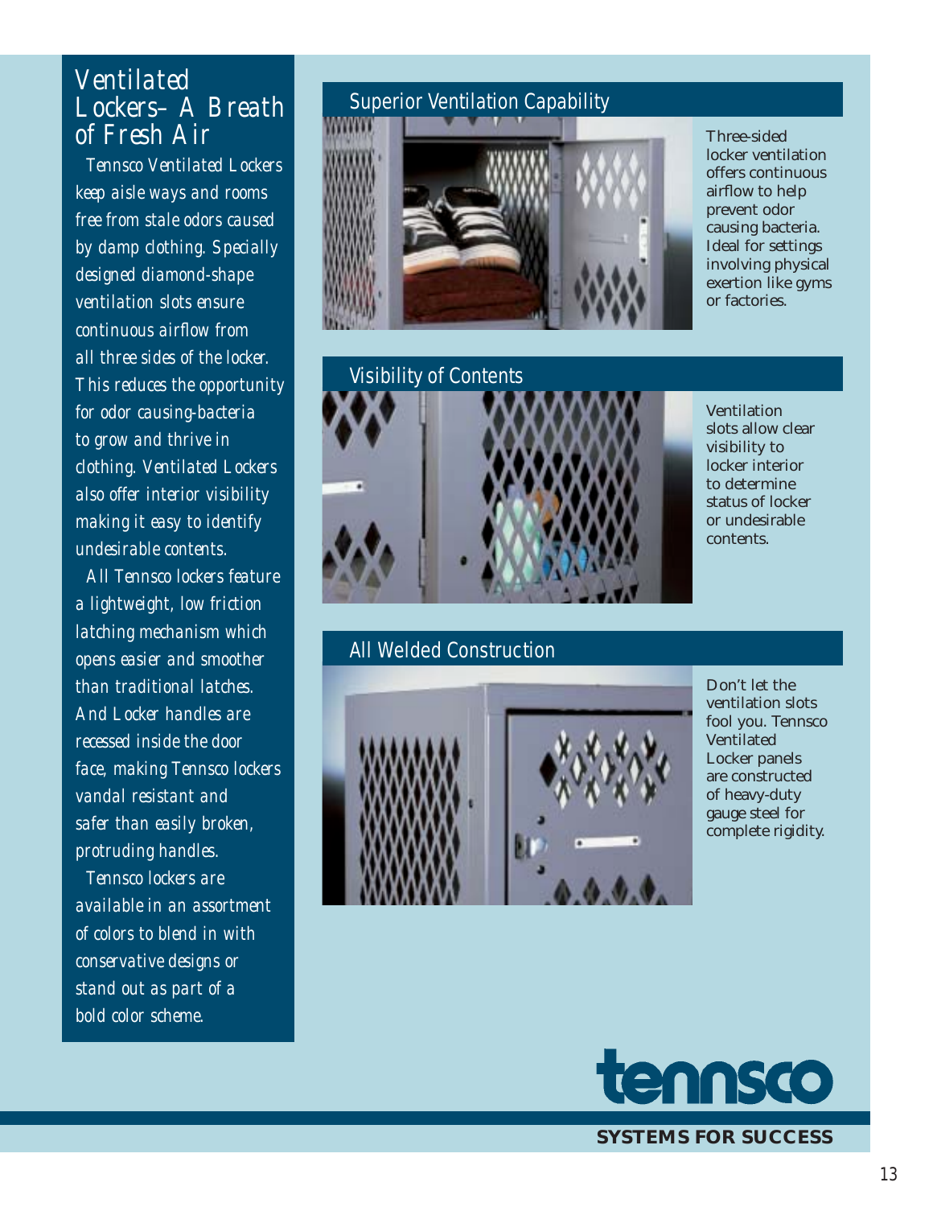# Ventilated Lockers– A Breath of Fresh Air

*Tennsco Ventilated Lockers keep aisle ways and rooms free from stale odors caused by damp clothing. Specially designed diamond-shape ventilation slots ensure continuous airflow from all three sides of the locker. This reduces the opportunity for odor causing-bacteria to grow and thrive in clothing. Ventilated Lockers also offer interior visibility making it easy to identify undesirable contents.*

*All Tennsco lockers feature a lightweight, low friction latching mechanism which opens easier and smoother than traditional latches. And Locker handles are recessed inside the door face, making Tennsco lockers vandal resistant and safer than easily broken, protruding handles.*

*Tennsco lockers are available in an assortment of colors to blend in with conservative designs or stand out as part of a bold color scheme.*

## Superior Ventilation Capability

Three-sided locker ventilation offers continuous airflow to help prevent odor causing bacteria. Ideal for settings involving physical exertion like gyms or factories.

## Visibility of Contents

Ventilation slots allow clear visibility to locker interior to determine status of locker or undesirable contents.

## All Welded Construction

Don't let the ventilation slots fool you. Tennsco Ventilated Locker panels are constructed of heavy-duty gauge steel for complete rigidity.

tennsco

**SYSTEMS FOR SUCCESS**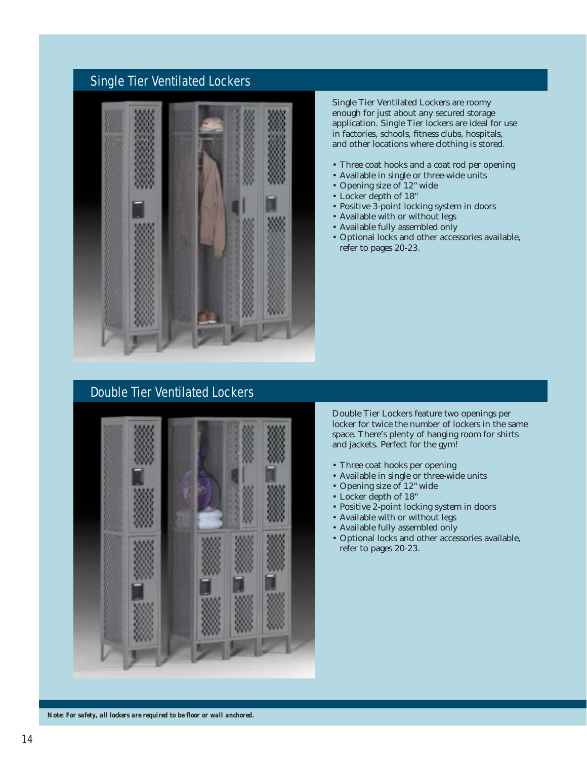## Single Tier Ventilated Lockers

Single Tier Ventilated Lockers are roomy enough for just about any secured storage application. Single Tier lockers are ideal for use in factories, schools, fitness clubs, hospitals, and other locations where clothing is stored.

- Three coat hooks and a coat rod per opening
- Available in single or three-wide units
- Opening size of 12" wide
- Locker depth of 18"
- Positive 3-point locking system in doors
- Available with or without legs
- Available fully assembled only
- Optional locks and other accessories available, refer to pages 20-23.

## Double Tier Ventilated Lockers

Double Tier Lockers feature two openings per locker for twice the number of lockers in the same space. There's plenty of hanging room for shirts and jackets. Perfect for the gym!

- Three coat hooks per opening
- Available in single or three-wide units
- Opening size of 12" wide
- Locker depth of 18"
- Positive 2-point locking system in doors
- Available with or without legs
- Available fully assembled only
- Optional locks and other accessories available, refer to pages 20-23.

***Note: For safety, all lockers are required to be floor or wall anchored.***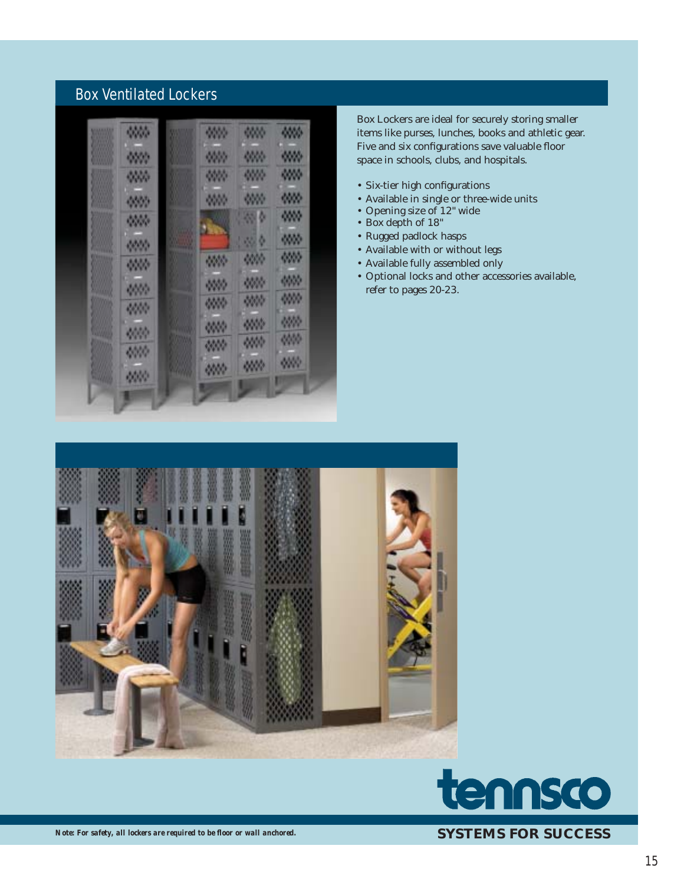## Box Ventilated Lockers

Box Lockers are ideal for securely storing smaller items like purses, lunches, books and athletic gear. Five and six configurations save valuable floor space in schools, clubs, and hospitals.

- Six-tier high configurations
- Available in single or three-wide units
- Opening size of 12" wide
- Box depth of 18"
- Rugged padlock hasps
- Available with or without legs
- Available fully assembled only
- Optional locks and other accessories available, refer to pages 20-23.

tennsco

**SYSTEMS FOR SUCCESS**

***Note: For safety, all lockers are required to be floor or wall anchored.***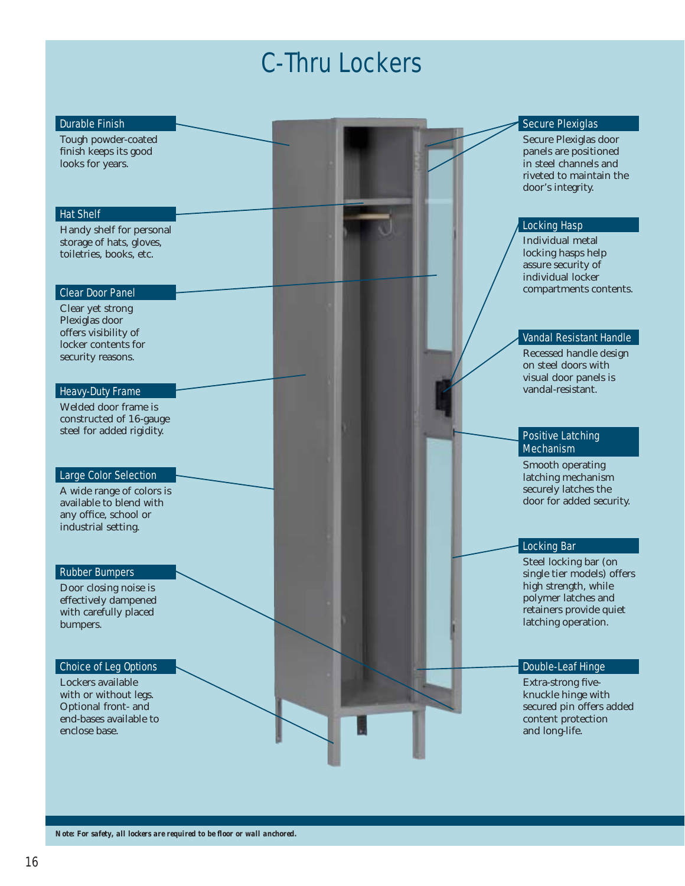# C-Thru Lockers

### Durable Finish

Tough powder-coated finish keeps its good looks for years.

### Hat Shelf

Handy shelf for personal storage of hats, gloves, toiletries, books, etc.

### Clear Door Panel

Clear yet strong Plexiglas door offers visibility of locker contents for security reasons.

### Heavy-Duty Frame

Welded door frame is constructed of 16-gauge steel for added rigidity.

### Large Color Selection

A wide range of colors is available to blend with any office, school or industrial setting.

### Rubber Bumpers

Door closing noise is effectively dampened with carefully placed bumpers.

### Choice of Leg Options

Lockers available with or without legs. Optional front- and end-bases available to enclose base.

### Secure Plexiglas

Secure Plexiglas door panels are positioned in steel channels and riveted to maintain the door's integrity.

### Locking Hasp

Individual metal locking hasps help assure security of individual locker compartments contents.

### Vandal Resistant Handle

Recessed handle design on steel doors with visual door panels is vandal-resistant.

### Positive Latching Mechanism

Smooth operating latching mechanism securely latches the door for added security.

### Locking Bar

Steel locking bar (on single tier models) offers high strength, while polymer latches and retainers provide quiet latching operation.

### Double-Leaf Hinge

Extra-strong five-knuckle hinge with secured pin offers added content protection and long-life.

***Note: For safety, all lockers are required to be floor or wall anchored.***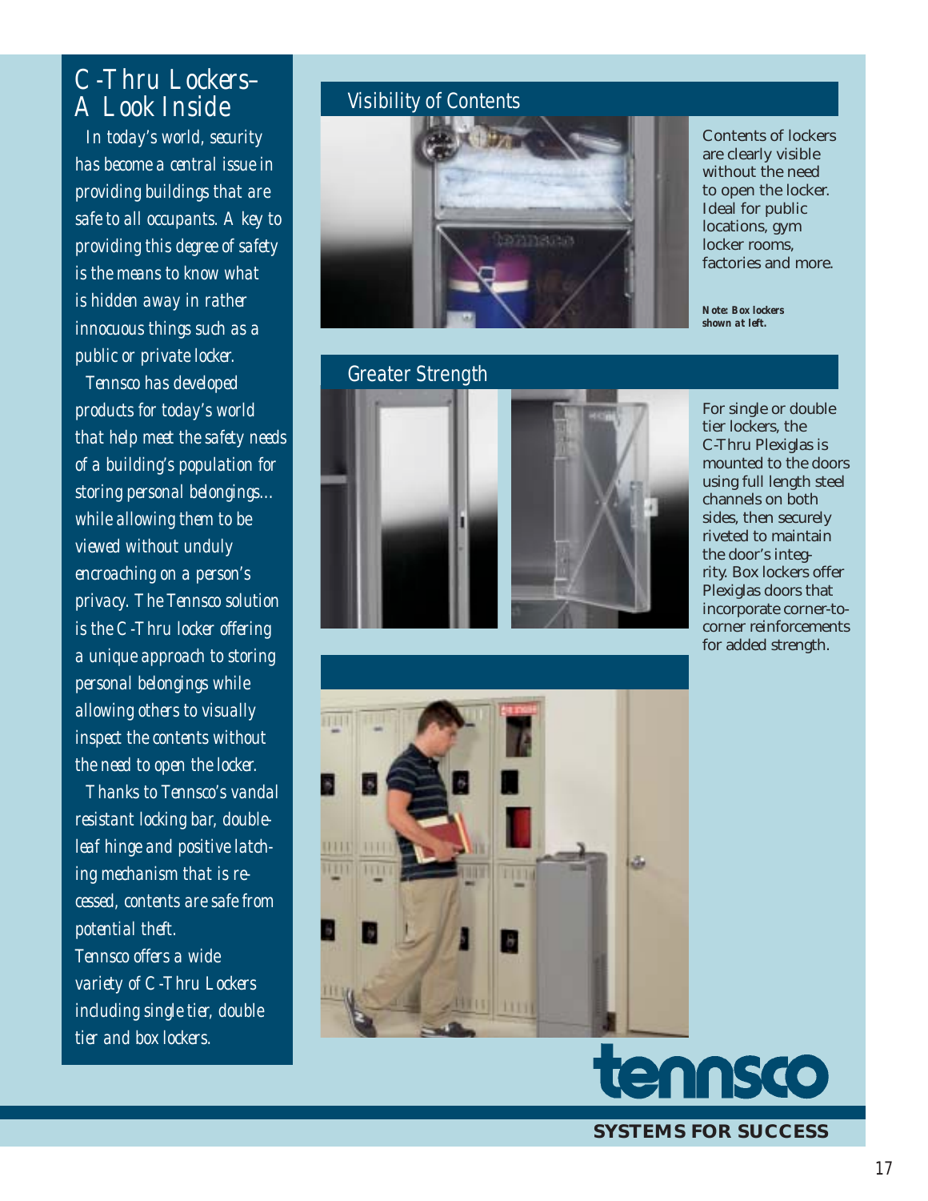## C-Thru Lockers– A Look Inside

*In today's world, security has become a central issue in providing buildings that are safe to all occupants. A key to providing this degree of safety is the means to know what is hidden away in rather innocuous things such as a public or private locker.*

*Tennsco has developed products for today's world that help meet the safety needs of a building's population for storing personal belongings... while allowing them to be viewed without unduly encroaching on a person's privacy. The Tennsco solution is the C-Thru locker offering a unique approach to storing personal belongings while allowing others to visually inspect the contents without the need to open the locker.*

*Thanks to Tennsco's vandal resistant locking bar, double-leaf hinge and positive latching mechanism that is recessed, contents are safe from potential theft.*

*Tennsco offers a wide variety of C-Thru Lockers including single tier, double tier and box lockers.*

## Visibility of Contents

Contents of lockers are clearly visible without the need to open the locker. Ideal for public locations, gym locker rooms, factories and more.

***Note: Box lockers shown at left.***

## Greater Strength

For single or double tier lockers, the C-Thru Plexiglas is mounted to the doors using full length steel channels on both sides, then securely riveted to maintain the door's integrity. Box lockers offer Plexiglas doors that incorporate corner-to-corner reinforcements for added strength.

**tennsco**

**SYSTEMS FOR SUCCESS**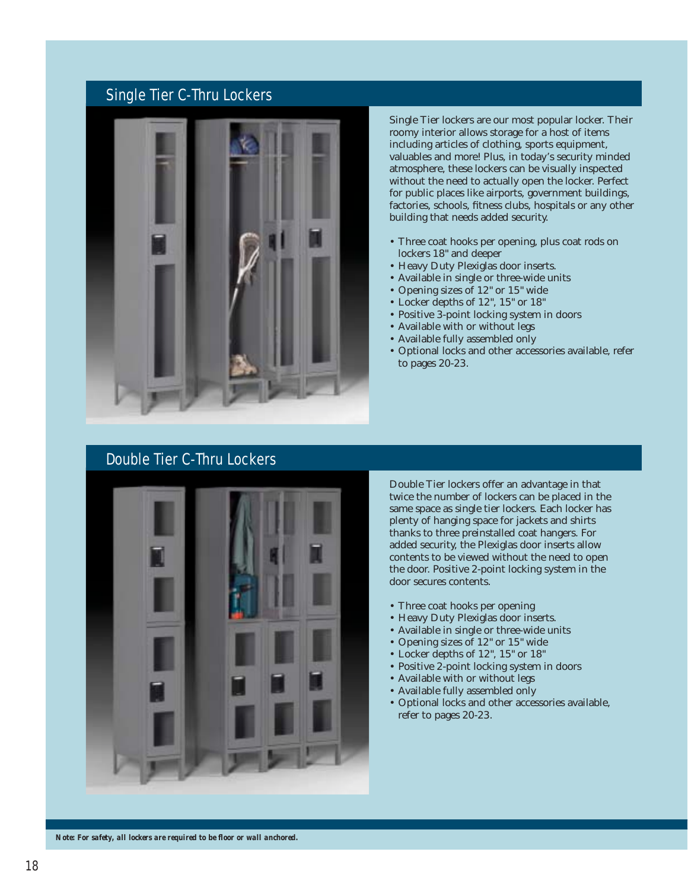## Single Tier C-Thru Lockers

Single Tier lockers are our most popular locker. Their roomy interior allows storage for a host of items including articles of clothing, sports equipment, valuables and more! Plus, in today's security minded atmosphere, these lockers can be visually inspected without the need to actually open the locker. Perfect for public places like airports, government buildings, factories, schools, fitness clubs, hospitals or any other building that needs added security.

- Three coat hooks per opening, plus coat rods on lockers 18" and deeper
- Heavy Duty Plexiglas door inserts.
- Available in single or three-wide units
- Opening sizes of 12" or 15" wide
- Locker depths of 12", 15" or 18"
- Positive 3-point locking system in doors
- Available with or without legs
- Available fully assembled only
- Optional locks and other accessories available, refer to pages 20-23.

## Double Tier C-Thru Lockers

Double Tier lockers offer an advantage in that twice the number of lockers can be placed in the same space as single tier lockers. Each locker has plenty of hanging space for jackets and shirts thanks to three preinstalled coat hangers. For added security, the Plexiglas door inserts allow contents to be viewed without the need to open the door. Positive 2-point locking system in the door secures contents.

- Three coat hooks per opening
- Heavy Duty Plexiglas door inserts.
- Available in single or three-wide units
- Opening sizes of 12" or 15" wide
- Locker depths of 12", 15" or 18"
- Positive 2-point locking system in doors
- Available with or without legs
- Available fully assembled only
- Optional locks and other accessories available, refer to pages 20-23.

***Note: For safety, all lockers are required to be floor or wall anchored.***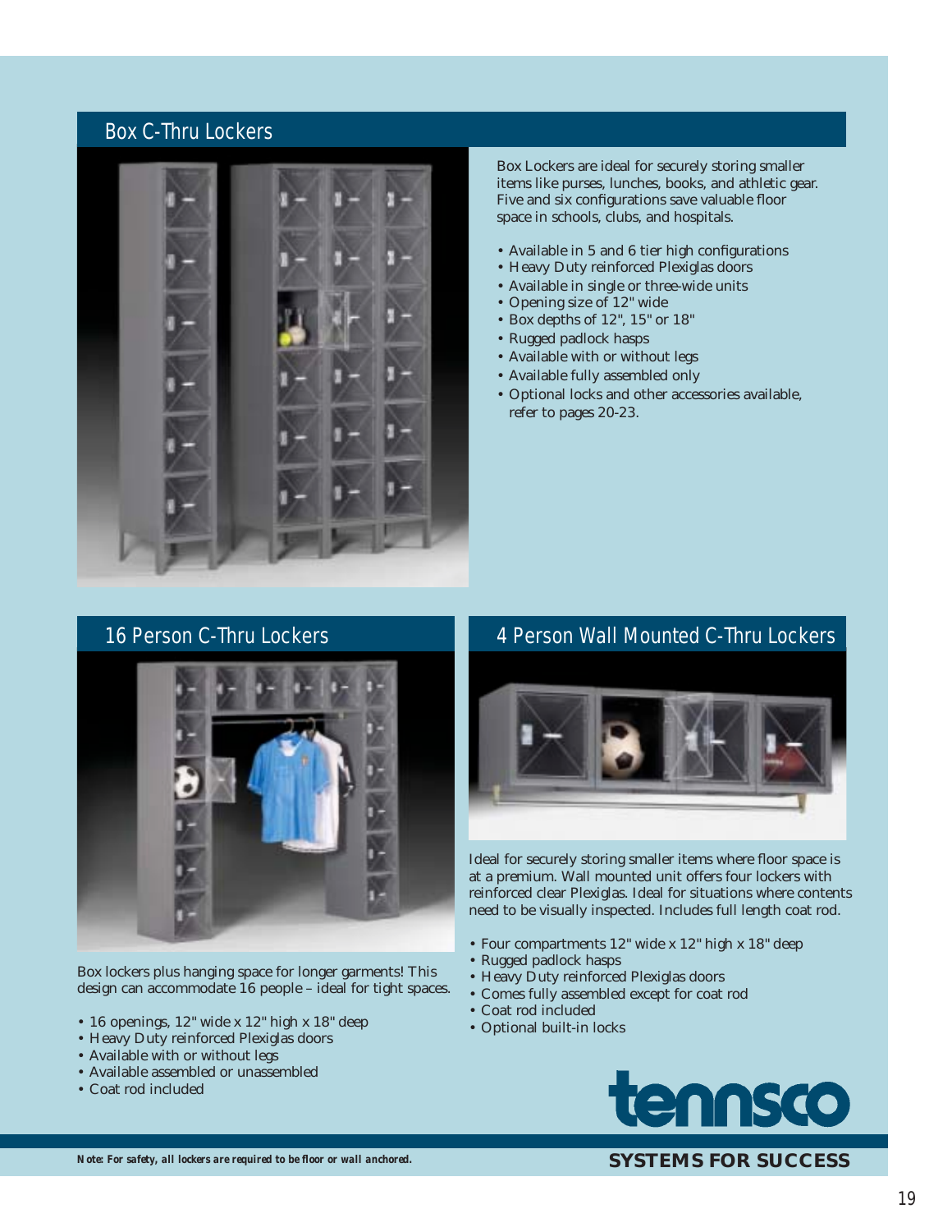## Box C-Thru Lockers

Box Lockers are ideal for securely storing smaller items like purses, lunches, books, and athletic gear. Five and six configurations save valuable floor space in schools, clubs, and hospitals.

- Available in 5 and 6 tier high configurations
- Heavy Duty reinforced Plexiglas doors
- Available in single or three-wide units
- Opening size of 12" wide
- Box depths of 12", 15" or 18"
- Rugged padlock hasps
- Available with or without legs
- Available fully assembled only
- Optional locks and other accessories available, refer to pages 20-23.

## 16 Person C-Thru Lockers

Box lockers plus hanging space for longer garments! This design can accommodate 16 people – ideal for tight spaces.

- 16 openings, 12" wide x 12" high x 18" deep
- Heavy Duty reinforced Plexiglas doors
- Available with or without legs
- Available assembled or unassembled
- Coat rod included

## 4 Person Wall Mounted C-Thru Lockers

Ideal for securely storing smaller items where floor space is at a premium. Wall mounted unit offers four lockers with reinforced clear Plexiglas. Ideal for situations where contents need to be visually inspected. Includes full length coat rod.

- Four compartments 12" wide x 12" high x 18" deep
- Rugged padlock hasps
- Heavy Duty reinforced Plexiglas doors
- Comes fully assembled except for coat rod
- Coat rod included
- Optional built-in locks

tennsco

**SYSTEMS FOR SUCCESS**

***Note: For safety, all lockers are required to be floor or wall anchored.***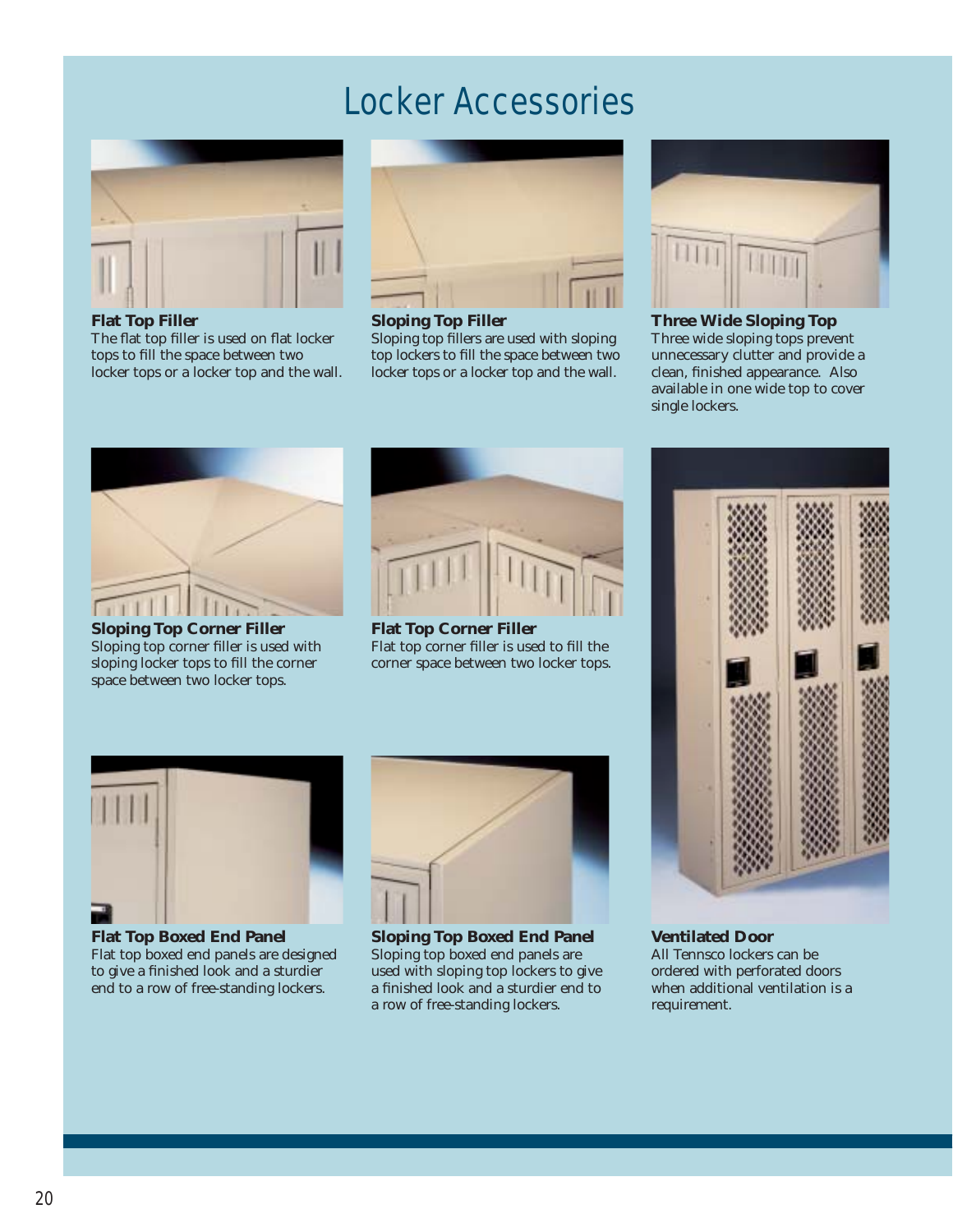# Locker Accessories

**Flat Top Filler**
The flat top filler is used on flat locker tops to fill the space between two locker tops or a locker top and the wall.

**Sloping Top Filler**
Sloping top fillers are used with sloping top lockers to fill the space between two locker tops or a locker top and the wall.

**Three Wide Sloping Top**
Three wide sloping tops prevent unnecessary clutter and provide a clean, finished appearance. Also available in one wide top to cover single lockers.

**Sloping Top Corner Filler**
Sloping top corner filler is used with sloping locker tops to fill the corner space between two locker tops.

**Flat Top Corner Filler**
Flat top corner filler is used to fill the corner space between two locker tops.

**Flat Top Boxed End Panel**
Flat top boxed end panels are designed to give a finished look and a sturdier end to a row of free-standing lockers.

**Sloping Top Boxed End Panel**
Sloping top boxed end panels are used with sloping top lockers to give a finished look and a sturdier end to a row of free-standing lockers.

**Ventilated Door**
All Tennsco lockers can be ordered with perforated doors when additional ventilation is a requirement.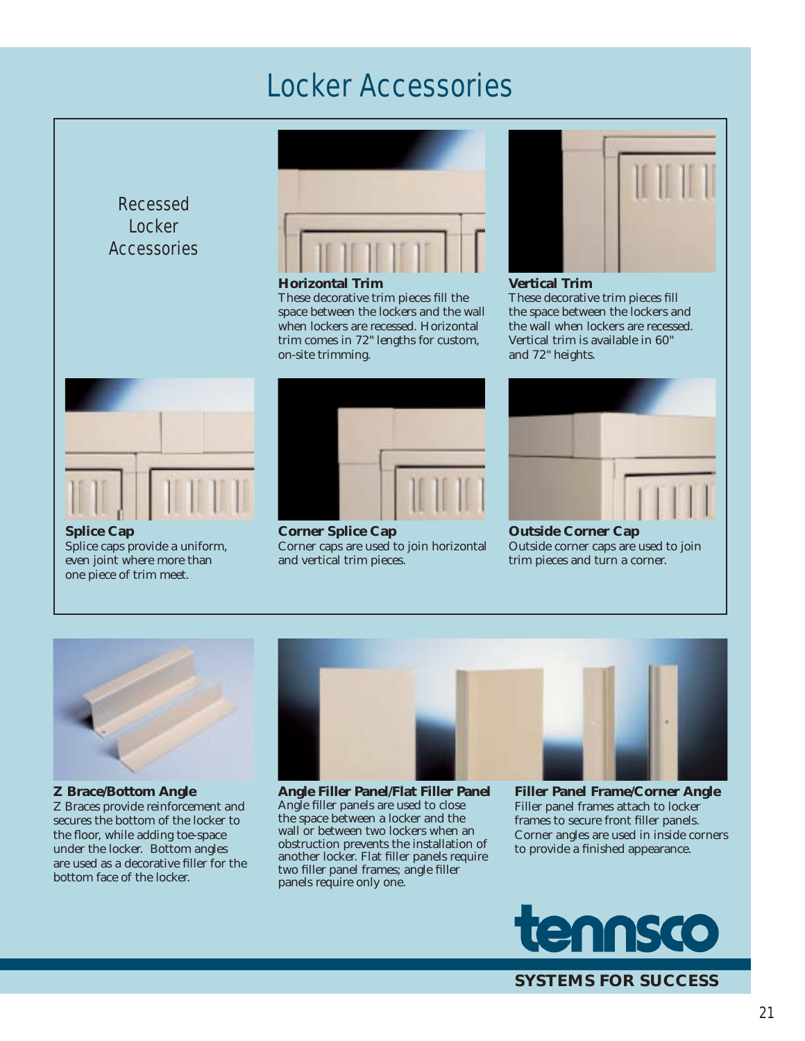# Locker Accessories

## Recessed Locker Accessories

**Horizontal Trim**
These decorative trim pieces fill the space between the lockers and the wall when lockers are recessed. Horizontal trim comes in 72" lengths for custom, on-site trimming.

**Vertical Trim**
These decorative trim pieces fill the space between the lockers and the wall when lockers are recessed. Vertical trim is available in 60" and 72" heights.

**Splice Cap**
Splice caps provide a uniform, even joint where more than one piece of trim meet.

**Corner Splice Cap**
Corner caps are used to join horizontal and vertical trim pieces.

**Outside Corner Cap**
Outside corner caps are used to join trim pieces and turn a corner.

**Z Brace/Bottom Angle**
Z Braces provide reinforcement and secures the bottom of the locker to the floor, while adding toe-space under the locker. Bottom angles are used as a decorative filler for the bottom face of the locker.

**Angle Filler Panel/Flat Filler Panel**
Angle filler panels are used to close the space between a locker and the wall or between two lockers when an obstruction prevents the installation of another locker. Flat filler panels require two filler panel frames; angle filler panels require only one.

**Filler Panel Frame/Corner Angle**
Filler panel frames attach to locker frames to secure front filler panels. Corner angles are used in inside corners to provide a finished appearance.

tennsco

**SYSTEMS FOR SUCCESS**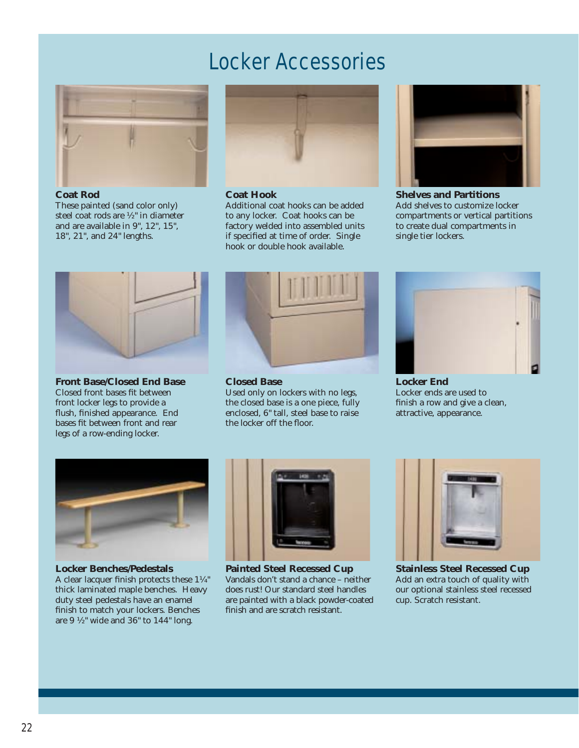# Locker Accessories

**Coat Rod**
These painted (sand color only) steel coat rods are ½" in diameter and are available in 9", 12", 15", 18", 21", and 24" lengths.

**Coat Hook**
Additional coat hooks can be added to any locker. Coat hooks can be factory welded into assembled units if specified at time of order. Single hook or double hook available.

**Shelves and Partitions**
Add shelves to customize locker compartments or vertical partitions to create dual compartments in single tier lockers.

**Front Base/Closed End Base**
Closed front bases fit between front locker legs to provide a flush, finished appearance. End bases fit between front and rear legs of a row-ending locker.

**Closed Base**
Used only on lockers with no legs, the closed base is a one piece, fully enclosed, 6" tall, steel base to raise the locker off the floor.

**Locker End**
Locker ends are used to finish a row and give a clean, attractive, appearance.

**Locker Benches/Pedestals**
A clear lacquer finish protects these 1¼" thick laminated maple benches. Heavy duty steel pedestals have an enamel finish to match your lockers. Benches are 9 ½" wide and 36" to 144" long.

**Painted Steel Recessed Cup**
Vandals don't stand a chance – neither does rust! Our standard steel handles are painted with a black powder-coated finish and are scratch resistant.

**Stainless Steel Recessed Cup**
Add an extra touch of quality with our optional stainless steel recessed cup. Scratch resistant.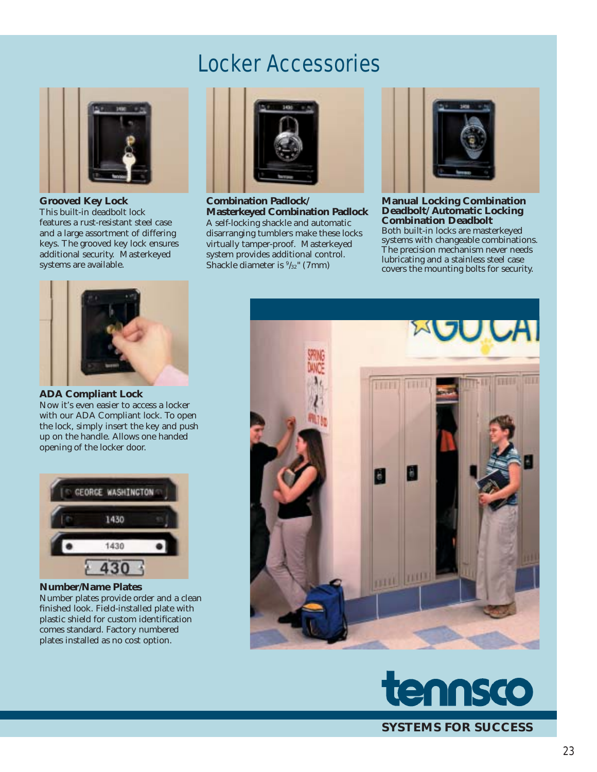# Locker Accessories

### Grooved Key Lock

This built-in deadbolt lock features a rust-resistant steel case and a large assortment of differing keys. The grooved key lock ensures additional security. Masterkeyed systems are available.

### Combination Padlock/ Masterkeyed Combination Padlock

A self-locking shackle and automatic disarranging tumblers make these locks virtually tamper-proof. Masterkeyed system provides additional control. Shackle diameter is 9/32" (7mm)

### Manual Locking Combination Deadbolt/Automatic Locking Combination Deadbolt

Both built-in locks are masterkeyed systems with changeable combinations. The precision mechanism never needs lubricating and a stainless steel case covers the mounting bolts for security.

### ADA Compliant Lock

Now it's even easier to access a locker with our ADA Compliant lock. To open the lock, simply insert the key and push up on the handle. Allows one handed opening of the locker door.

### Number/Name Plates

Number plates provide order and a clean finished look. Field-installed plate with plastic shield for custom identification comes standard. Factory numbered plates installed as no cost option.

**tennsco**

**SYSTEMS FOR SUCCESS**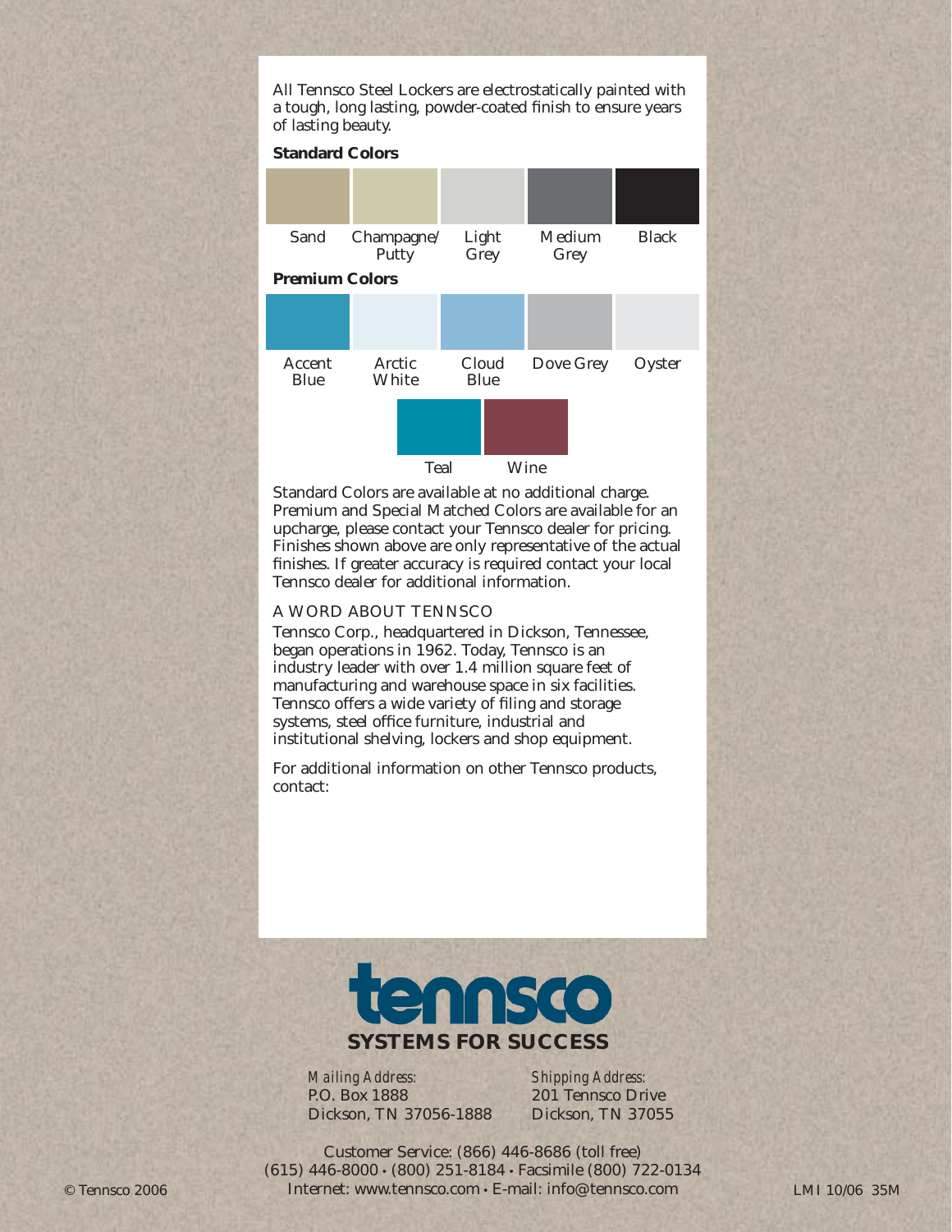All Tennsco Steel Lockers are electrostatically painted with a tough, long lasting, powder-coated finish to ensure years of lasting beauty.

**Standard Colors**

Sand

Champagne/ Putty

Light Grey

Medium Grey

Black

**Premium Colors**

Accent Blue

Arctic White

Cloud Blue

Dove Grey

Oyster

Teal

Wine

Standard Colors are available at no additional charge. Premium and Special Matched Colors are available for an upcharge, please contact your Tennsco dealer for pricing. Finishes shown above are only representative of the actual finishes. If greater accuracy is required contact your local Tennsco dealer for additional information.

A WORD ABOUT TENNSCO

Tennsco Corp., headquartered in Dickson, Tennessee, began operations in 1962. Today, Tennsco is an industry leader with over 1.4 million square feet of manufacturing and warehouse space in six facilities. Tennsco offers a wide variety of filing and storage systems, steel office furniture, industrial and institutional shelving, lockers and shop equipment.

For additional information on other Tennsco products, contact:

tennsco

**SYSTEMS FOR SUCCESS**

*Mailing Address:*
P.O. Box 1888
Dickson, TN 37056-1888

*Shipping Address:*
201 Tennsco Drive
Dickson, TN 37055

Customer Service: (866) 446-8686 (toll free)
(615) 446-8000 • (800) 251-8184 • Facsimile (800) 722-0134
Internet: www.tennsco.com • E-mail: info@tennsco.com

© Tennsco 2006

LMI 10/06 35M